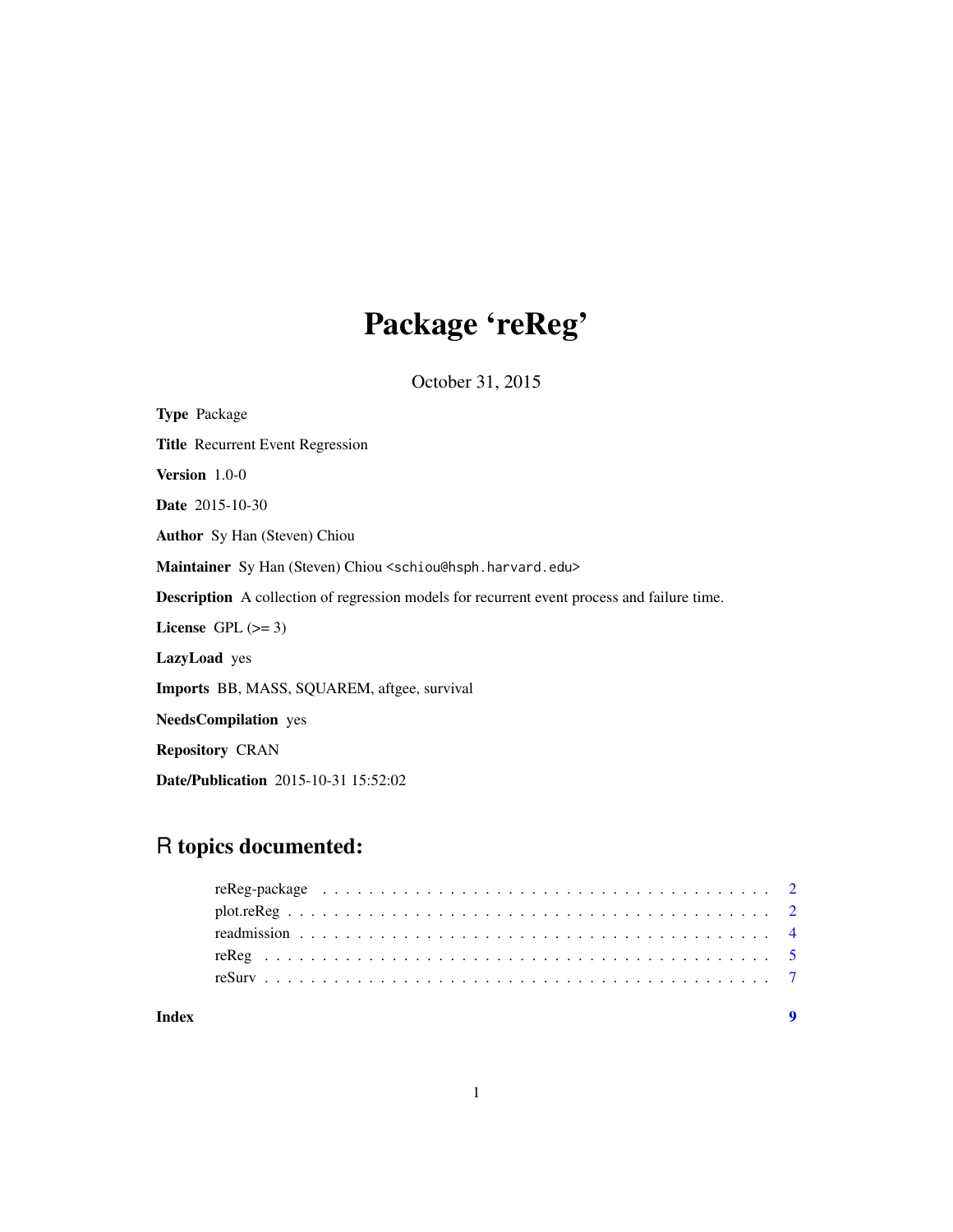# Package 'reReg'

October 31, 2015

**Type** Package

**Title** Recurrent Event Regression

**Version** 1.0-0

**Date** 2015-10-30

**Author** Sy Han (Steven) Chiou

**Maintainer** Sy Han (Steven) Chiou <schiou@hsph.harvard.edu>

**Description** A collection of regression models for recurrent event process and failure time.

**License** GPL (>= 3)

**LazyLoad** yes

**Imports** BB, MASS, SQUAREM, aftgee, survival

**NeedsCompilation** yes

**Repository** CRAN

**Date/Publication** 2015-10-31 15:52:02

## R topics documented:

| | |
|---|---|
| reReg-package | 2 |
| plot.reReg | 2 |
| readmission | 4 |
| reReg | 5 |
| reSurv | 7 |
| **Index** | **9** |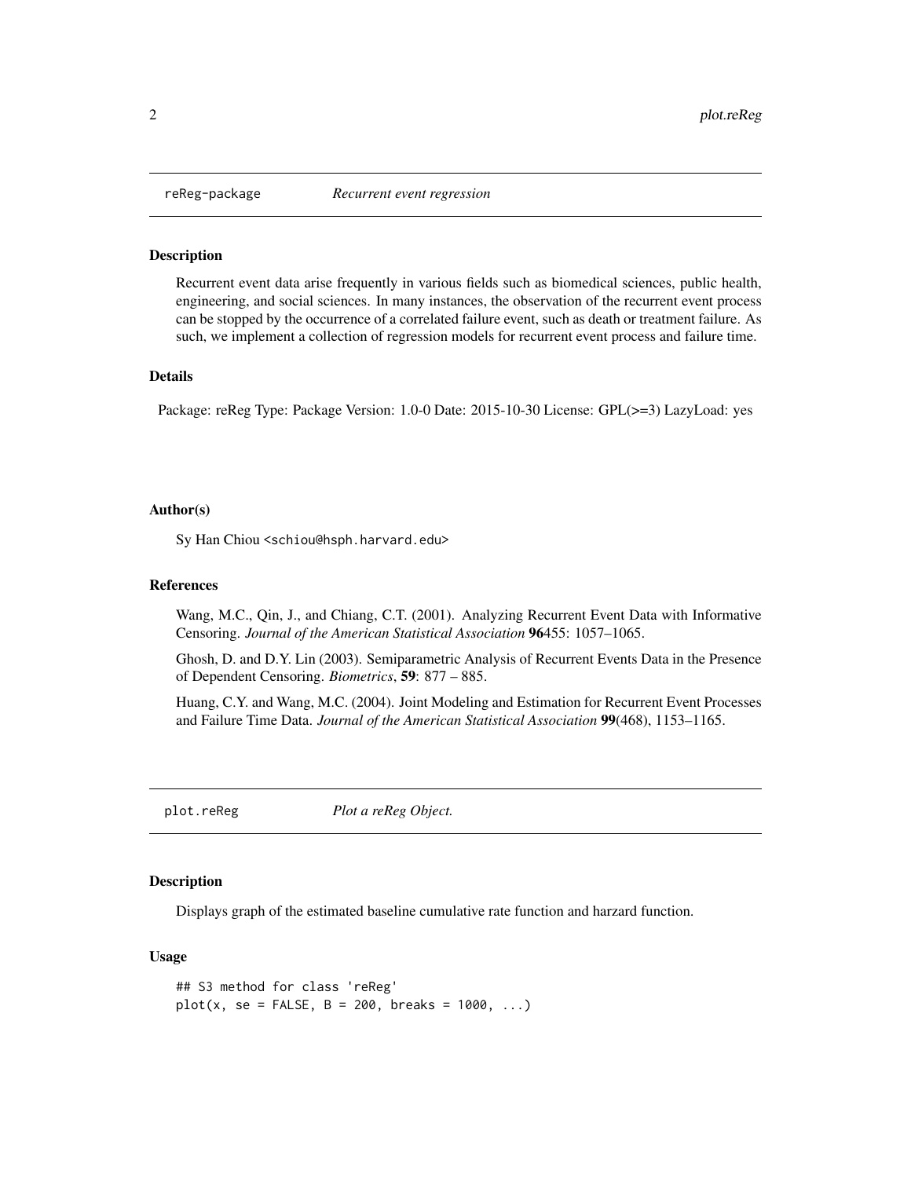## reReg-package *Recurrent event regression*

### Description

Recurrent event data arise frequently in various fields such as biomedical sciences, public health, engineering, and social sciences. In many instances, the observation of the recurrent event process can be stopped by the occurrence of a correlated failure event, such as death or treatment failure. As such, we implement a collection of regression models for recurrent event process and failure time.

### Details

Package: reReg Type: Package Version: 1.0-0 Date: 2015-10-30 License: GPL(>=3) LazyLoad: yes

### Author(s)

Sy Han Chiou <schiou@hsph.harvard.edu>

### References

Wang, M.C., Qin, J., and Chiang, C.T. (2001). Analyzing Recurrent Event Data with Informative Censoring. *Journal of the American Statistical Association* **96**455: 1057–1065.

Ghosh, D. and D.Y. Lin (2003). Semiparametric Analysis of Recurrent Events Data in the Presence of Dependent Censoring. *Biometrics*, **59**: 877 – 885.

Huang, C.Y. and Wang, M.C. (2004). Joint Modeling and Estimation for Recurrent Event Processes and Failure Time Data. *Journal of the American Statistical Association* **99**(468), 1153–1165.

## plot.reReg *Plot a reReg Object.*

### Description

Displays graph of the estimated baseline cumulative rate function and harzard function.

### Usage

```
## S3 method for class 'reReg'
plot(x, se = FALSE, B = 200, breaks = 1000, ...)
```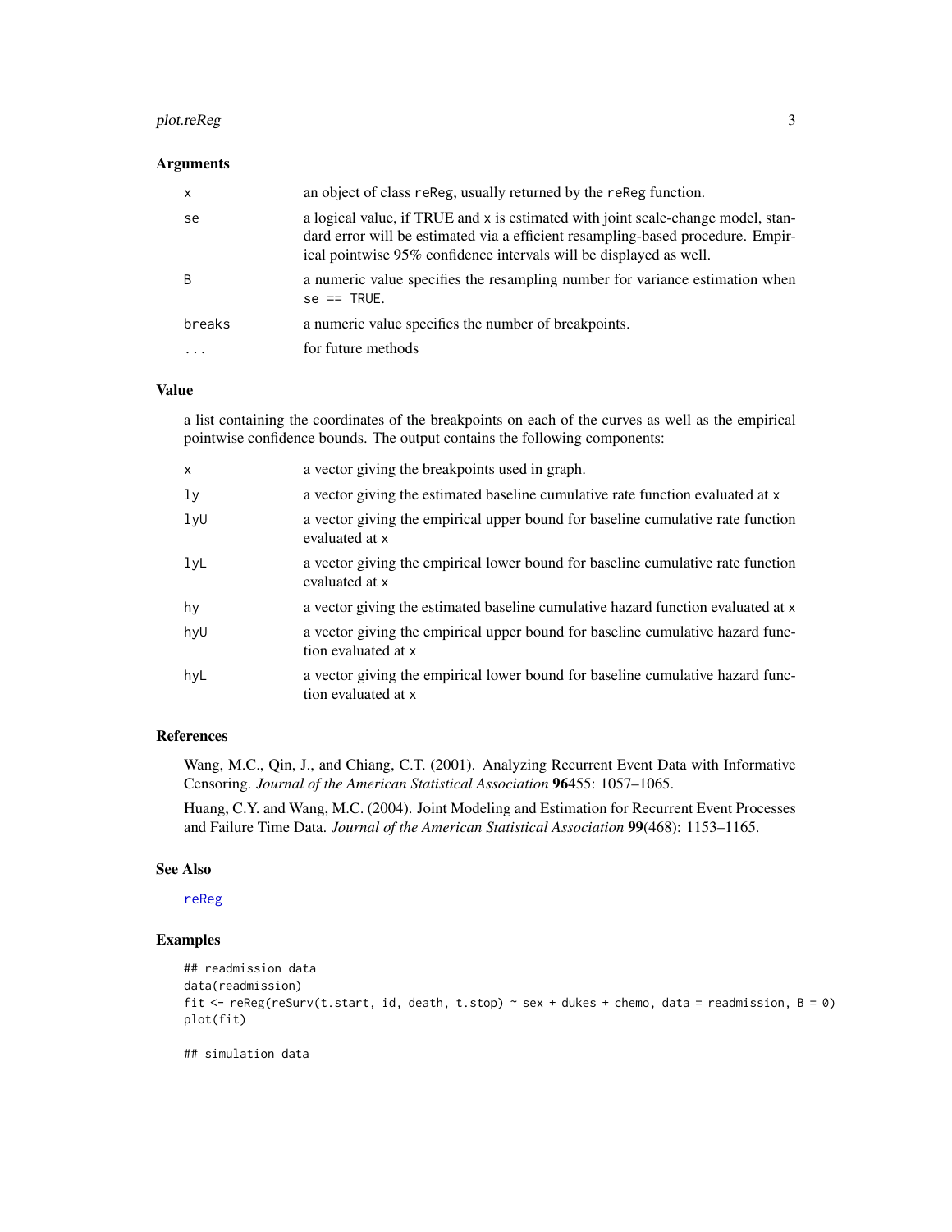### Arguments

| | |
|---|---|
| `x` | an object of class `reReg`, usually returned by the `reReg` function. |
| `se` | a logical value, if TRUE and `x` is estimated with joint scale-change model, standard error will be estimated via a efficient resampling-based procedure. Empirical pointwise 95% confidence intervals will be displayed as well. |
| `B` | a numeric value specifies the resampling number for variance estimation when `se == TRUE`. |
| `breaks` | a numeric value specifies the number of breakpoints. |
| `...` | for future methods |

### Value

a list containing the coordinates of the breakpoints on each of the curves as well as the empirical pointwise confidence bounds. The output contains the following components:

| | |
|---|---|
| `x` | a vector giving the breakpoints used in graph. |
| `ly` | a vector giving the estimated baseline cumulative rate function evaluated at `x` |
| `lyU` | a vector giving the empirical upper bound for baseline cumulative rate function evaluated at `x` |
| `lyL` | a vector giving the empirical lower bound for baseline cumulative rate function evaluated at `x` |
| `hy` | a vector giving the estimated baseline cumulative hazard function evaluated at `x` |
| `hyU` | a vector giving the empirical upper bound for baseline cumulative hazard function evaluated at `x` |
| `hyL` | a vector giving the empirical lower bound for baseline cumulative hazard function evaluated at `x` |

### References

Wang, M.C., Qin, J., and Chiang, C.T. (2001). Analyzing Recurrent Event Data with Informative Censoring. *Journal of the American Statistical Association* **96**455: 1057–1065.

Huang, C.Y. and Wang, M.C. (2004). Joint Modeling and Estimation for Recurrent Event Processes and Failure Time Data. *Journal of the American Statistical Association* **99**(468): 1153–1165.

### See Also

reReg

### Examples

```
## readmission data
data(readmission)
fit <- reReg(reSurv(t.start, id, death, t.stop) ~ sex + dukes + chemo, data = readmission, B = 0)
plot(fit)

## simulation data
```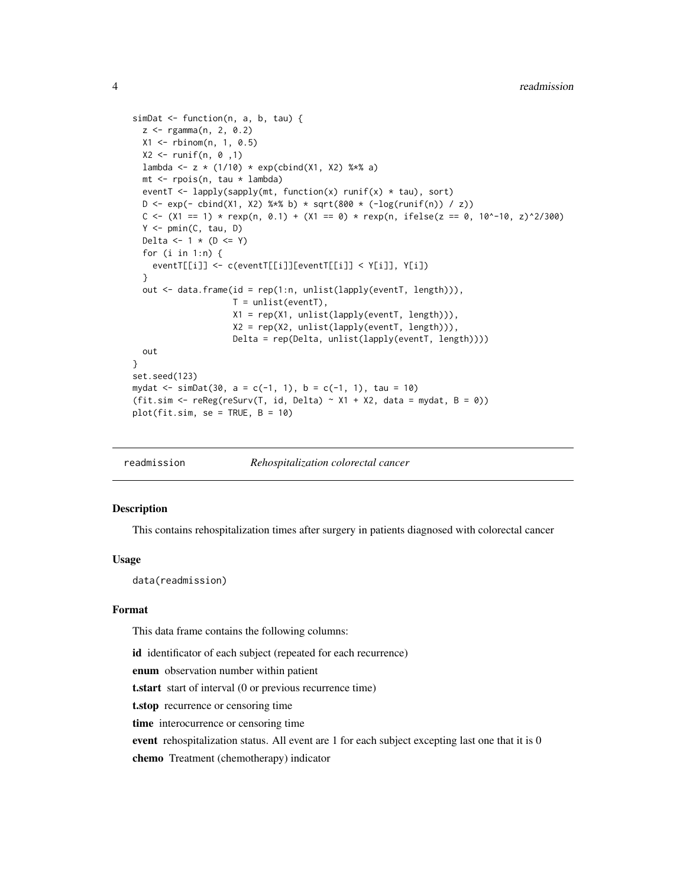```
simDat <- function(n, a, b, tau) {
  z <- rgamma(n, 2, 0.2)
  X1 <- rbinom(n, 1, 0.5)
  X2 <- runif(n, 0 ,1)
  lambda <- z * (1/10) * exp(cbind(X1, X2) %*% a)
  mt <- rpois(n, tau * lambda)
  eventT <- lapply(sapply(mt, function(x) runif(x) * tau), sort)
  D <- exp(- cbind(X1, X2) %*% b) * sqrt(800 * (-log(runif(n)) / z))
  C <- (X1 == 1) * rexp(n, 0.1) + (X1 == 0) * rexp(n, ifelse(z == 0, 10^-10, z)^2/300)
  Y <- pmin(C, tau, D)
  Delta <- 1 * (D <= Y)
  for (i in 1:n) {
    eventT[[i]] <- c(eventT[[i]][eventT[[i]] < Y[i]], Y[i])
  }
  out <- data.frame(id = rep(1:n, unlist(lapply(eventT, length))),
                    T = unlist(eventT),
                    X1 = rep(X1, unlist(lapply(eventT, length))),
                    X2 = rep(X2, unlist(lapply(eventT, length))),
                    Delta = rep(Delta, unlist(lapply(eventT, length))))
  out
}
set.seed(123)
mydat <- simDat(30, a = c(-1, 1), b = c(-1, 1), tau = 10)
(fit.sim <- reReg(reSurv(T, id, Delta) ~ X1 + X2, data = mydat, B = 0))
plot(fit.sim, se = TRUE, B = 10)
```

---

## readmission *Rehospitalization colorectal cancer*

---

### Description

This contains rehospitalization times after surgery in patients diagnosed with colorectal cancer

### Usage

```
data(readmission)
```

### Format

This data frame contains the following columns:

**id** identificator of each subject (repeated for each recurrence)

**enum** observation number within patient

**t.start** start of interval (0 or previous recurrence time)

**t.stop** recurrence or censoring time

**time** interocurrence or censoring time

**event** rehospitalization status. All event are 1 for each subject excepting last one that it is 0

**chemo** Treatment (chemotherapy) indicator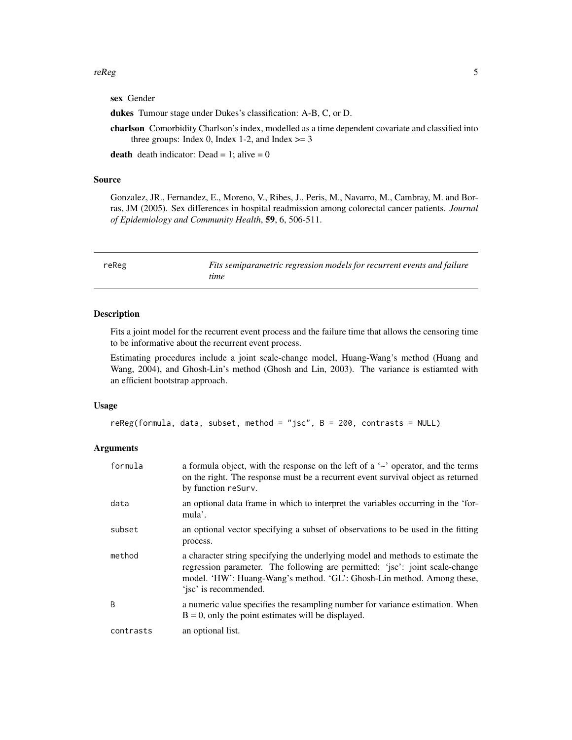**sex** Gender

**dukes** Tumour stage under Dukes's classification: A-B, C, or D.

**charlson** Comorbidity Charlson's index, modelled as a time dependent covariate and classified into three groups: Index 0, Index 1-2, and Index >= 3

**death** death indicator: Dead = 1; alive = 0

### Source

Gonzalez, JR., Fernandez, E., Moreno, V., Ribes, J., Peris, M., Navarro, M., Cambray, M. and Borras, JM (2005). Sex differences in hospital readmission among colorectal cancer patients. *Journal of Epidemiology and Community Health*, **59**, 6, 506-511.

---

## reReg — *Fits semiparametric regression models for recurrent events and failure time*

---

### Description

Fits a joint model for the recurrent event process and the failure time that allows the censoring time to be informative about the recurrent event process.

Estimating procedures include a joint scale-change model, Huang-Wang's method (Huang and Wang, 2004), and Ghosh-Lin's method (Ghosh and Lin, 2003). The variance is estiamted with an efficient bootstrap approach.

### Usage

```
reReg(formula, data, subset, method = "jsc", B = 200, contrasts = NULL)
```

### Arguments

| | |
|---|---|
| `formula` | a formula object, with the response on the left of a '~' operator, and the terms on the right. The response must be a recurrent event survival object as returned by function `reSurv`. |
| `data` | an optional data frame in which to interpret the variables occurring in the 'formula'. |
| `subset` | an optional vector specifying a subset of observations to be used in the fitting process. |
| `method` | a character string specifying the underlying model and methods to estimate the regression parameter. The following are permitted: 'jsc': joint scale-change model. 'HW': Huang-Wang's method. 'GL': Ghosh-Lin method. Among these, 'jsc' is recommended. |
| `B` | a numeric value specifies the resampling number for variance estimation. When B = 0, only the point estimates will be displayed. |
| `contrasts` | an optional list. |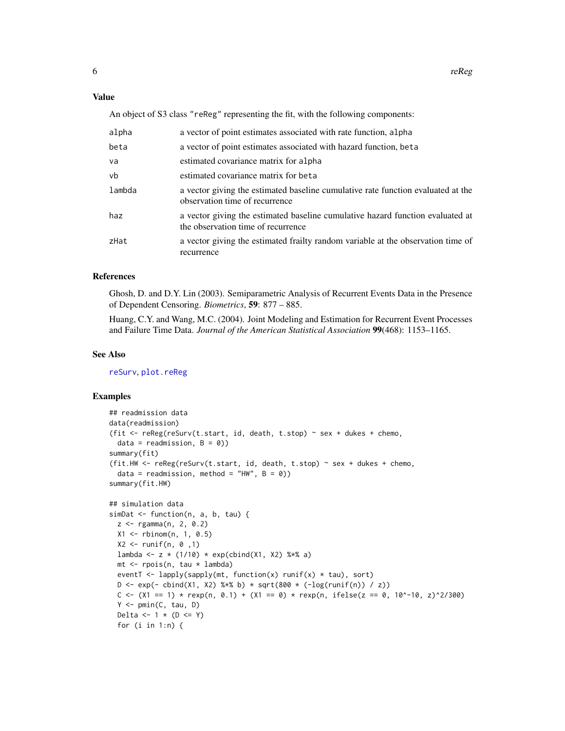### Value

An object of S3 class "reReg" representing the fit, with the following components:

| | |
|---|---|
| alpha | a vector of point estimates associated with rate function, alpha |
| beta | a vector of point estimates associated with hazard function, beta |
| va | estimated covariance matrix for alpha |
| vb | estimated covariance matrix for beta |
| lambda | a vector giving the estimated baseline cumulative rate function evaluated at the observation time of recurrence |
| haz | a vector giving the estimated baseline cumulative hazard function evaluated at the observation time of recurrence |
| zHat | a vector giving the estimated frailty random variable at the observation time of recurrence |

### References

Ghosh, D. and D.Y. Lin (2003). Semiparametric Analysis of Recurrent Events Data in the Presence of Dependent Censoring. *Biometrics*, **59**: 877 – 885.

Huang, C.Y. and Wang, M.C. (2004). Joint Modeling and Estimation for Recurrent Event Processes and Failure Time Data. *Journal of the American Statistical Association* **99**(468): 1153–1165.

### See Also

reSurv, plot.reReg

### Examples

```
## readmission data
data(readmission)
(fit <- reReg(reSurv(t.start, id, death, t.stop) ~ sex + dukes + chemo,
  data = readmission, B = 0))
summary(fit)
(fit.HW <- reReg(reSurv(t.start, id, death, t.stop) ~ sex + dukes + chemo,
  data = readmission, method = "HW", B = 0))
summary(fit.HW)

## simulation data
simDat <- function(n, a, b, tau) {
  z <- rgamma(n, 2, 0.2)
  X1 <- rbinom(n, 1, 0.5)
  X2 <- runif(n, 0 ,1)
  lambda <- z * (1/10) * exp(cbind(X1, X2) %*% a)
  mt <- rpois(n, tau * lambda)
  eventT <- lapply(sapply(mt, function(x) runif(x) * tau), sort)
  D <- exp(- cbind(X1, X2) %*% b) * sqrt(800 * (-log(runif(n)) / z))
  C <- (X1 == 1) * rexp(n, 0.1) + (X1 == 0) * rexp(n, ifelse(z == 0, 10^-10, z)^2/300)
  Y <- pmin(C, tau, D)
  Delta <- 1 * (D <= Y)
  for (i in 1:n) {
```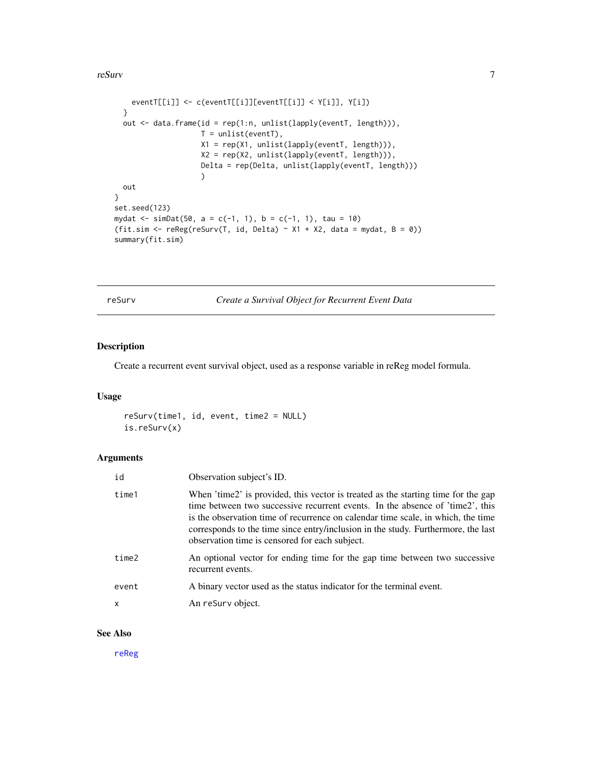```
    eventT[[i]] <- c(eventT[[i]][eventT[[i]] < Y[i]], Y[i])
  }
  out <- data.frame(id = rep(1:n, unlist(lapply(eventT, length))),
                    T = unlist(eventT),
                    X1 = rep(X1, unlist(lapply(eventT, length))),
                    X2 = rep(X2, unlist(lapply(eventT, length))),
                    Delta = rep(Delta, unlist(lapply(eventT, length)))
                    )
  out
}
set.seed(123)
mydat <- simDat(50, a = c(-1, 1), b = c(-1, 1), tau = 10)
(fit.sim <- reReg(reSurv(T, id, Delta) ~ X1 + X2, data = mydat, B = 0))
summary(fit.sim)
```

---

reSurv — *Create a Survival Object for Recurrent Event Data*

---

## Description

Create a recurrent event survival object, used as a response variable in reReg model formula.

## Usage

```
reSurv(time1, id, event, time2 = NULL)
is.reSurv(x)
```

## Arguments

| | |
|---|---|
| id | Observation subject's ID. |
| time1 | When 'time2' is provided, this vector is treated as the starting time for the gap time between two successive recurrent events. In the absence of 'time2', this is the observation time of recurrence on calendar time scale, in which, the time corresponds to the time since entry/inclusion in the study. Furthermore, the last observation time is censored for each subject. |
| time2 | An optional vector for ending time for the gap time between two successive recurrent events. |
| event | A binary vector used as the status indicator for the terminal event. |
| x | An reSurv object. |

## See Also

reReg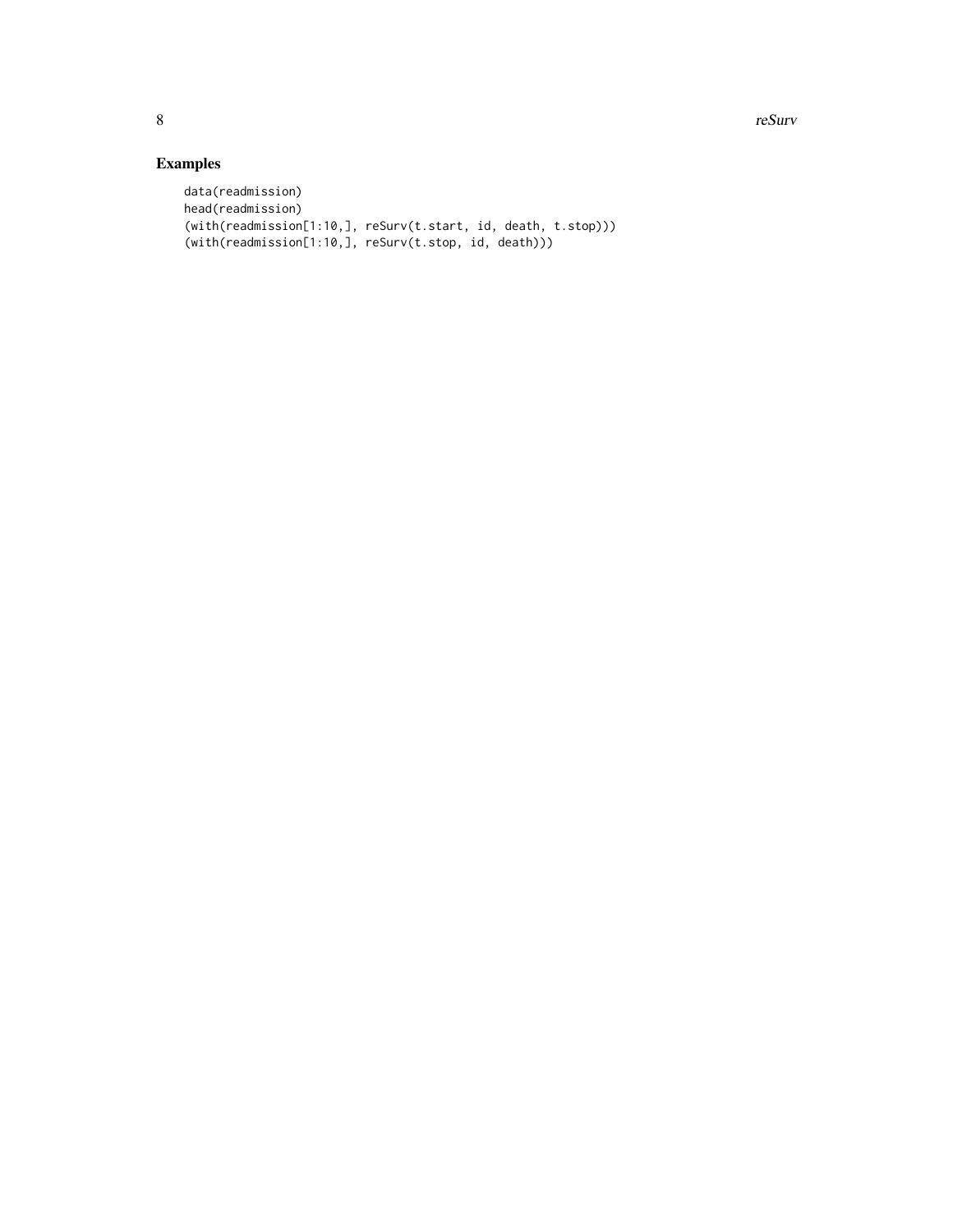## Examples

```
data(readmission)
head(readmission)
(with(readmission[1:10,], reSurv(t.start, id, death, t.stop)))
(with(readmission[1:10,], reSurv(t.stop, id, death)))
```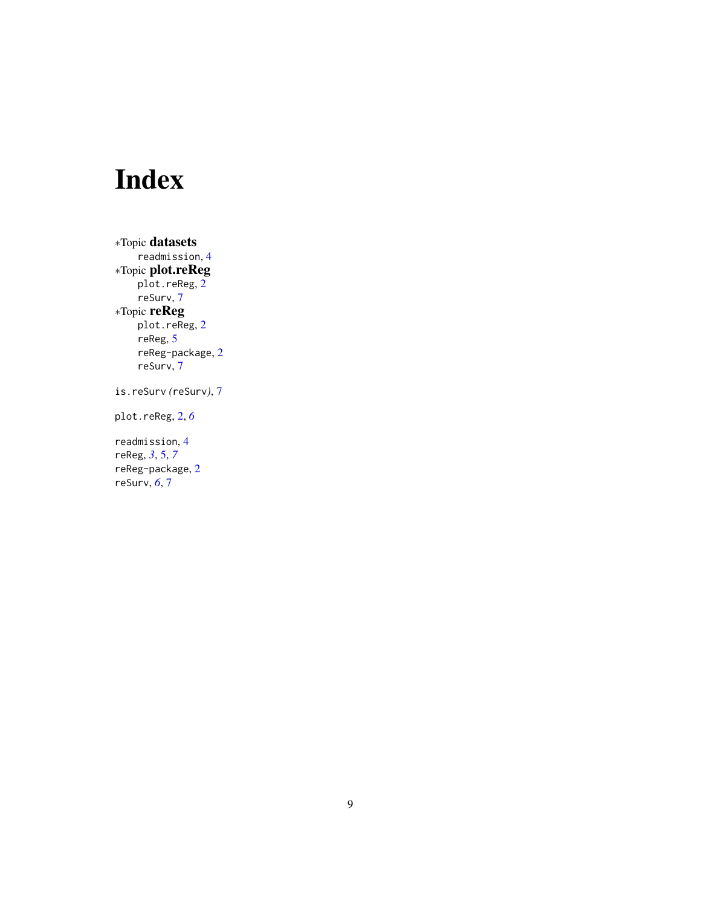# Index

*Topic **datasets**
  readmission, 4
*Topic **plot.reReg**
  plot.reReg, 2
  reSurv, 7
*Topic **reReg**
  plot.reReg, 2
  reReg, 5
  reReg-package, 2
  reSurv, 7

is.reSurv *(*reSurv*)*, 7

plot.reReg, 2, *6*

readmission, 4
reReg, *3*, 5, *7*
reReg-package, 2
reSurv, *6*, 7